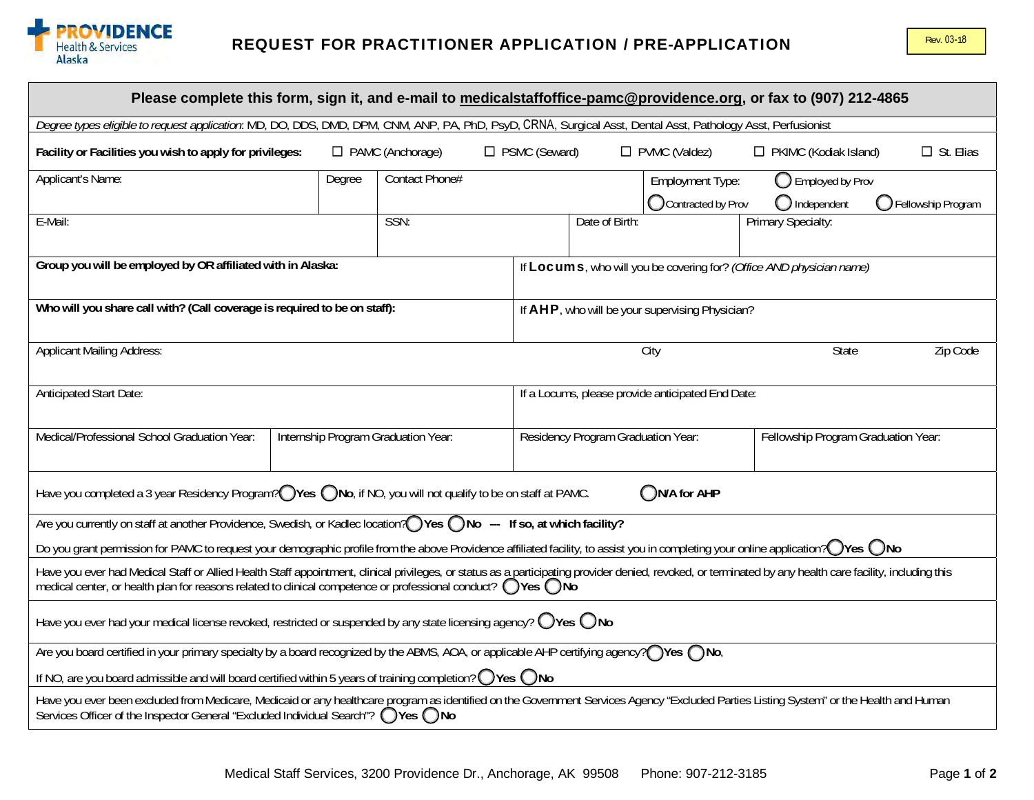PROVIDENCE Health & Services Alaska

# REQUEST FOR PRACTITIONER APPLICATION / PRE-APPLICATION

Rev. 03-18

**Please complete this form, sign it, and e-mail to medicalstaffoffice-pamc@providence.org, or fax to (907) 212-4865**

*Degree types eligible to request application*: MD, DO, DDS, DMD, DPM, CNM, ANP, PA, PhD, PsyD, CRNA, Surgical Asst, Dental Asst, Pathology Asst, Perfusionist

**Facility or Facilities you wish to apply for privileges:** ☐ PAMC (Anchorage) ☐ PSMC (Seward) ☐ PVMC (Valdez) ☐ PKIMC (Kodiak Island) ☐ St. Elias

| Applicant's Name: | Degree | Contact Phone# | Employment Type: ◯ Employed by Prov ◯ Contracted by Prov ◯ Independent ◯ Fellowship Program |
|---|---|---|---|
| E-Mail: | SSN: | Date of Birth: | Primary Specialty: |

| **Group you will be employed by OR affiliated with in Alaska:** | If **Locums**, who will you be covering for? *(Office AND physician name)* |
|---|---|
| **Who will you share call with? (Call coverage is required to be on staff):** | If **AHP**, who will be your supervising Physician? |

| Applicant Mailing Address: | City | State | Zip Code |
|---|---|---|---|

| Anticipated Start Date: | If a Locums, please provide anticipated End Date: |
|---|---|

| Medical/Professional School Graduation Year: | Internship Program Graduation Year: | Residency Program Graduation Year: | Fellowship Program Graduation Year: |
|---|---|---|---|

Have you completed a 3 year Residency Program? ◯ **Yes** ◯ **No**, if NO, you will not qualify to be on staff at PAMC. ◯ **N/A for AHP**

Are you currently on staff at another Providence, Swedish, or Kadlec location? ◯ **Yes** ◯ **No** — **If so, at which facility?**

Do you grant permission for PAMC to request your demographic profile from the above Providence affiliated facility, to assist you in completing your online application? ◯ **Yes** ◯ **No**

Have you ever had Medical Staff or Allied Health Staff appointment, clinical privileges, or status as a participating provider denied, revoked, or terminated by any health care facility, including this medical center, or health plan for reasons related to clinical competence or professional conduct? ◯ **Yes** ◯ **No**

Have you ever had your medical license revoked, restricted or suspended by any state licensing agency? ◯ **Yes** ◯ **No**

Are you board certified in your primary specialty by a board recognized by the ABMS, AOA, or applicable AHP certifying agency? ◯ **Yes** ◯ **No**,

If NO, are you board admissible and will board certified within 5 years of training completion? ◯ **Yes** ◯ **No**

Have you ever been excluded from Medicare, Medicaid or any healthcare program as identified on the Government Services Agency "Excluded Parties Listing System" or the Health and Human Services Officer of the Inspector General "Excluded Individual Search"? ◯ **Yes** ◯ **No**

Medical Staff Services, 3200 Providence Dr., Anchorage, AK 99508 Phone: 907-212-3185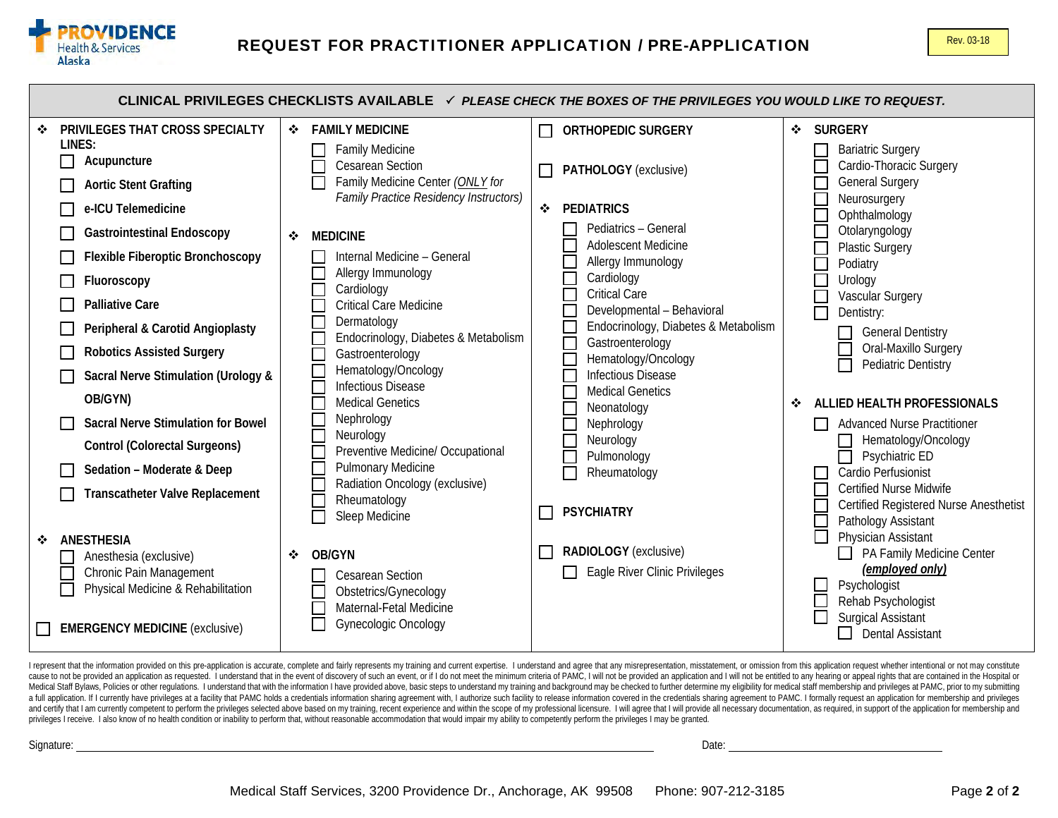Providence Health & Services Alaska

# REQUEST FOR PRACTITIONER APPLICATION / PRE-APPLICATION

Rev. 03-18

## CLINICAL PRIVILEGES CHECKLISTS AVAILABLE ✓ *PLEASE CHECK THE BOXES OF THE PRIVILEGES YOU WOULD LIKE TO REQUEST.*

### ❖ PRIVILEGES THAT CROSS SPECIALTY LINES:

- ☐ **Acupuncture**
- ☐ **Aortic Stent Grafting**
- ☐ **e-ICU Telemedicine**
- ☐ **Gastrointestinal Endoscopy**
- ☐ **Flexible Fiberoptic Bronchoscopy**
- ☐ **Fluoroscopy**
- ☐ **Palliative Care**
- ☐ **Peripheral & Carotid Angioplasty**
- ☐ **Robotics Assisted Surgery**
- ☐ **Sacral Nerve Stimulation (Urology & OB/GYN)**
- ☐ **Sacral Nerve Stimulation for Bowel Control (Colorectal Surgeons)**
- ☐ **Sedation – Moderate & Deep**
- ☐ **Transcatheter Valve Replacement**

### ❖ ANESTHESIA

- ☐ Anesthesia (exclusive)
- ☐ Chronic Pain Management
- ☐ Physical Medicine & Rehabilitation

☐ **EMERGENCY MEDICINE** (exclusive)

### ❖ FAMILY MEDICINE

- ☐ Family Medicine
- ☐ Cesarean Section
- ☐ Family Medicine Center *(ONLY for Family Practice Residency Instructors)*

### ❖ MEDICINE

- ☐ Internal Medicine – General
- ☐ Allergy Immunology
- ☐ Cardiology
- ☐ Critical Care Medicine
- ☐ Dermatology
- ☐ Endocrinology, Diabetes & Metabolism
- ☐ Gastroenterology
- ☐ Hematology/Oncology
- ☐ Infectious Disease
- ☐ Medical Genetics
- ☐ Nephrology
- ☐ Neurology
- ☐ Preventive Medicine/ Occupational
- ☐ Pulmonary Medicine
- ☐ Radiation Oncology (exclusive)
- ☐ Rheumatology
- ☐ Sleep Medicine

### ❖ OB/GYN

- ☐ Cesarean Section
- ☐ Obstetrics/Gynecology
- ☐ Maternal-Fetal Medicine
- ☐ Gynecologic Oncology

☐ **ORTHOPEDIC SURGERY**

☐ **PATHOLOGY** (exclusive)

### ❖ PEDIATRICS

- ☐ Pediatrics – General
- ☐ Adolescent Medicine
- ☐ Allergy Immunology
- ☐ Cardiology
- ☐ Critical Care
- ☐ Developmental – Behavioral
- ☐ Endocrinology, Diabetes & Metabolism
- ☐ Gastroenterology
- ☐ Hematology/Oncology
- ☐ Infectious Disease
- ☐ Medical Genetics
- ☐ Neonatology
- ☐ Nephrology
- ☐ Neurology
- ☐ Pulmonology
- ☐ Rheumatology

☐ **PSYCHIATRY**

☐ **RADIOLOGY** (exclusive)

- ☐ Eagle River Clinic Privileges

### ❖ SURGERY

- ☐ Bariatric Surgery
- ☐ Cardio-Thoracic Surgery
- ☐ General Surgery
- ☐ Neurosurgery
- ☐ Ophthalmology
- ☐ Otolaryngology
- ☐ Plastic Surgery
- ☐ Podiatry
- ☐ Urology
- ☐ Vascular Surgery
- ☐ Dentistry:
  - ☐ General Dentistry
  - ☐ Oral-Maxillo Surgery
  - ☐ Pediatric Dentistry

### ❖ ALLIED HEALTH PROFESSIONALS

- ☐ Advanced Nurse Practitioner
  - ☐ Hematology/Oncology
  - ☐ Psychiatric ED
- ☐ Cardio Perfusionist
- ☐ Certified Nurse Midwife
- ☐ Certified Registered Nurse Anesthetist
- ☐ Pathology Assistant
- ☐ Physician Assistant
  - ☐ PA Family Medicine Center ***(employed only)***
- ☐ Psychologist
- ☐ Rehab Psychologist
- ☐ Surgical Assistant
  - ☐ Dental Assistant

I represent that the information provided on this pre-application is accurate, complete and fairly represents my training and current expertise. I understand and agree that any misrepresentation, misstatement, or omission from this application request whether intentional or not may constitute cause to not be provided an application as requested. I understand that in the event of discovery of such an event, or if I do not meet the minimum criteria of PAMC, I will not be provided an application and I will not be entitled to any hearing or appeal rights that are contained in the Hospital or Medical Staff Bylaws, Policies or other regulations. I understand that with the information I have provided above, basic steps to understand my training and background may be checked to further determine my eligibility for medical staff membership and privileges at PAMC, prior to my submitting a full application. If I currently have privileges at a facility that PAMC holds a credentials information sharing agreement with, I authorize such facility to release information covered in the credentials sharing agreement to PAMC. I formally request an application for membership and privileges and certify that I am currently competent to perform the privileges selected above based on my training, recent experience and within the scope of my professional licensure. I will agree that I will provide all necessary documentation, as required, in support of the application for membership and privileges I receive. I also know of no health condition or inability to perform that, without reasonable accommodation that would impair my ability to competently perform the privileges I may be granted.

Signature: ______________________________ Date: ______________

Medical Staff Services, 3200 Providence Dr., Anchorage, AK 99508 Phone: 907-212-3185